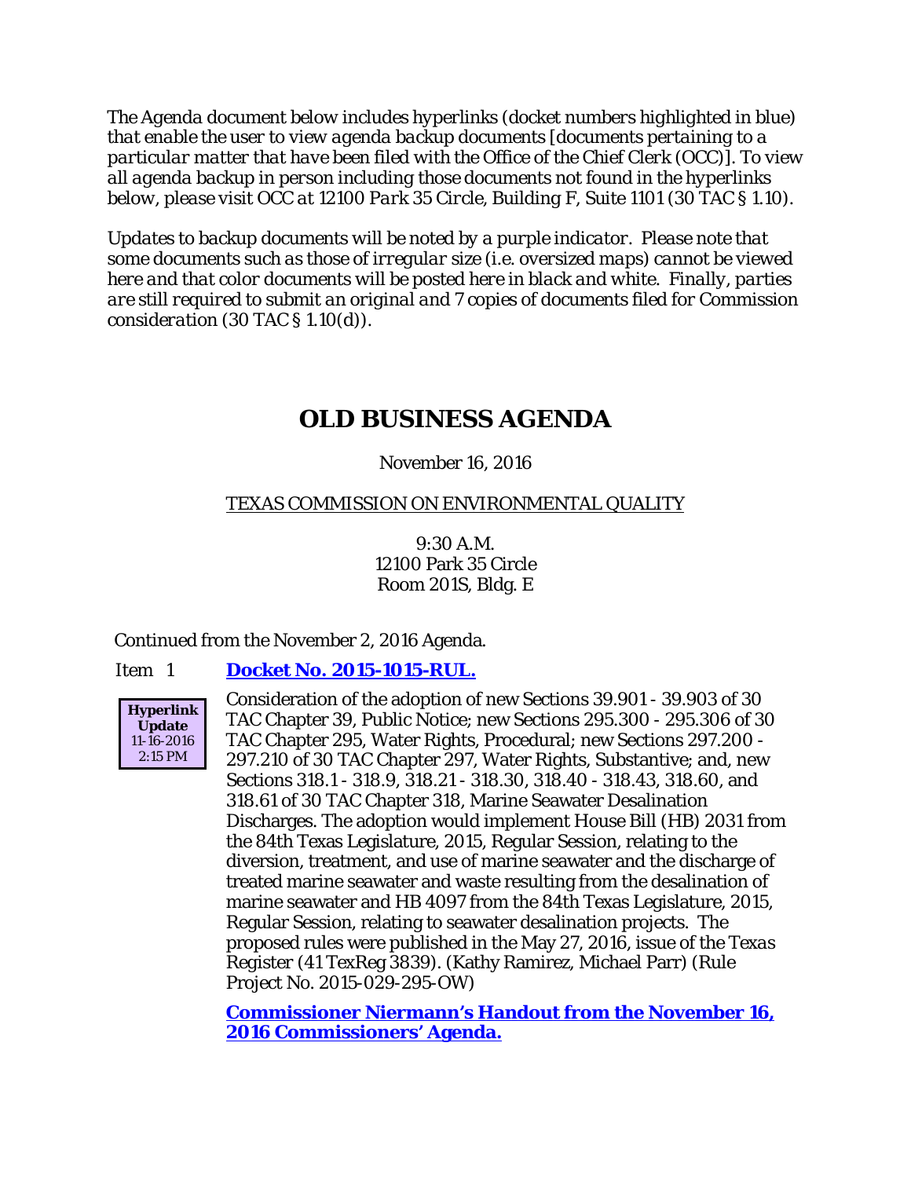*The Agenda document below includes hyperlinks (docket numbers highlighted in blue) that enable the user to view agenda backup documents [documents pertaining to a particular matter that have been filed with the Office of the Chief Clerk (OCC)]. To view all agenda backup in person including those documents not found in the hyperlinks below, please visit OCC at 12100 Park 35 Circle, Building F, Suite 1101 (30 TAC § 1.10).*

*Updates to backup documents will be noted by a purple indicator. Please note that some documents such as those of irregular size (i.e. oversized maps) cannot be viewed here and that color documents will be posted here in black and white. Finally, parties are still required to submit an original and 7 copies of documents filed for Commission consideration (30 TAC § 1.10(d)).*

# OLD BUSINESS AGENDA

November 16, 2016

TEXAS COMMISSION ON ENVIRONMENTAL QUALITY

9:30 A.M.
12100 Park 35 Circle
Room 201S, Bldg. E

Continued from the November 2, 2016 Agenda.

Item 1 **Docket No. 2015-1015-RUL.**

**Hyperlink Update** 11-16-2016 2:15 PM

Consideration of the adoption of new Sections 39.901 - 39.903 of 30 TAC Chapter 39, Public Notice; new Sections 295.300 - 295.306 of 30 TAC Chapter 295, Water Rights, Procedural; new Sections 297.200 - 297.210 of 30 TAC Chapter 297, Water Rights, Substantive; and, new Sections 318.1 - 318.9, 318.21 - 318.30, 318.40 - 318.43, 318.60, and 318.61 of 30 TAC Chapter 318, Marine Seawater Desalination Discharges. The adoption would implement House Bill (HB) 2031 from the 84th Texas Legislature, 2015, Regular Session, relating to the diversion, treatment, and use of marine seawater and the discharge of treated marine seawater and waste resulting from the desalination of marine seawater and HB 4097 from the 84th Texas Legislature, 2015, Regular Session, relating to seawater desalination projects. The proposed rules were published in the May 27, 2016, issue of the *Texas Register* (41 TexReg 3839). (Kathy Ramirez, Michael Parr) (Rule Project No. 2015-029-295-OW)

**Commissioner Niermann's Handout from the November 16, 2016 Commissioners' Agenda.**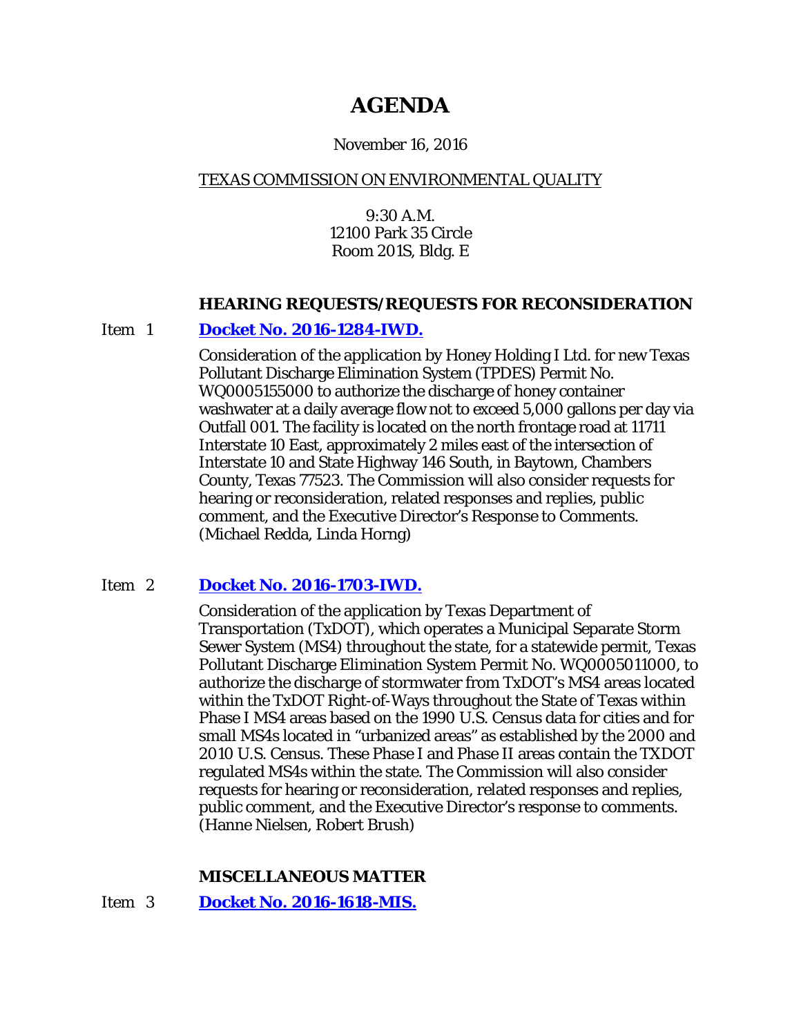# AGENDA

November 16, 2016

TEXAS COMMISSION ON ENVIRONMENTAL QUALITY

9:30 A.M.
12100 Park 35 Circle
Room 201S, Bldg. E

### HEARING REQUESTS/REQUESTS FOR RECONSIDERATION

Item 1 **Docket No. 2016-1284-IWD.**

Consideration of the application by Honey Holding I Ltd. for new Texas Pollutant Discharge Elimination System (TPDES) Permit No. WQ0005155000 to authorize the discharge of honey container washwater at a daily average flow not to exceed 5,000 gallons per day via Outfall 001. The facility is located on the north frontage road at 11711 Interstate 10 East, approximately 2 miles east of the intersection of Interstate 10 and State Highway 146 South, in Baytown, Chambers County, Texas 77523. The Commission will also consider requests for hearing or reconsideration, related responses and replies, public comment, and the Executive Director's Response to Comments. (Michael Redda, Linda Horng)

Item 2 **Docket No. 2016-1703-IWD.**

Consideration of the application by Texas Department of Transportation (TxDOT), which operates a Municipal Separate Storm Sewer System (MS4) throughout the state, for a statewide permit, Texas Pollutant Discharge Elimination System Permit No. WQ0005011000, to authorize the discharge of stormwater from TxDOT's MS4 areas located within the TxDOT Right-of-Ways throughout the State of Texas within Phase I MS4 areas based on the 1990 U.S. Census data for cities and for small MS4s located in "urbanized areas" as established by the 2000 and 2010 U.S. Census. These Phase I and Phase II areas contain the TXDOT regulated MS4s within the state. The Commission will also consider requests for hearing or reconsideration, related responses and replies, public comment, and the Executive Director's response to comments. (Hanne Nielsen, Robert Brush)

### MISCELLANEOUS MATTER

Item 3 **Docket No. 2016-1618-MIS.**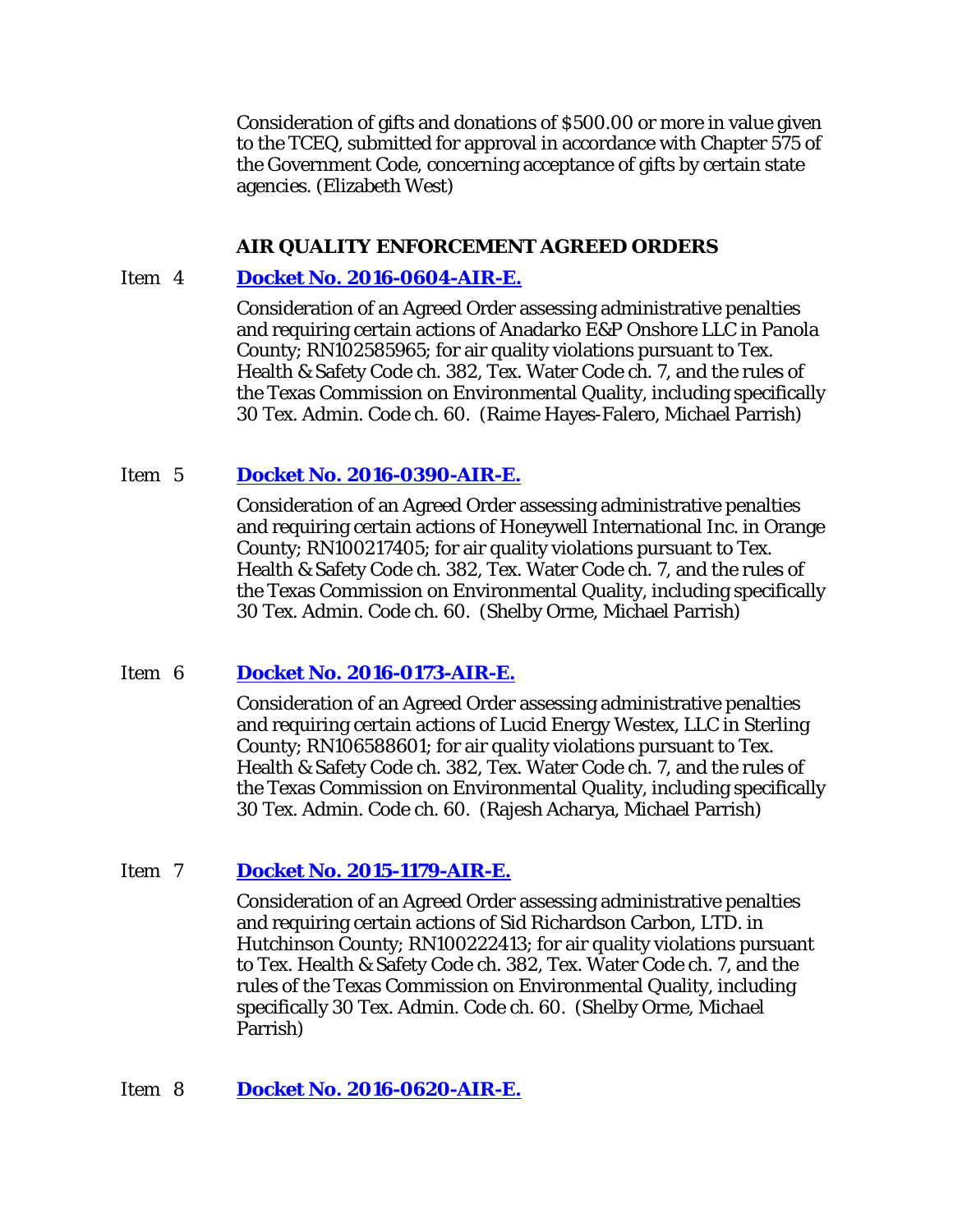Consideration of gifts and donations of $500.00 or more in value given to the TCEQ, submitted for approval in accordance with Chapter 575 of the Government Code, concerning acceptance of gifts by certain state agencies. (Elizabeth West)

### AIR QUALITY ENFORCEMENT AGREED ORDERS

Item 4 **Docket No. 2016-0604-AIR-E.**

Consideration of an Agreed Order assessing administrative penalties and requiring certain actions of Anadarko E&P Onshore LLC in Panola County; RN102585965; for air quality violations pursuant to Tex. Health & Safety Code ch. 382, Tex. Water Code ch. 7, and the rules of the Texas Commission on Environmental Quality, including specifically 30 Tex. Admin. Code ch. 60. (Raime Hayes-Falero, Michael Parrish)

Item 5 **Docket No. 2016-0390-AIR-E.**

Consideration of an Agreed Order assessing administrative penalties and requiring certain actions of Honeywell International Inc. in Orange County; RN100217405; for air quality violations pursuant to Tex. Health & Safety Code ch. 382, Tex. Water Code ch. 7, and the rules of the Texas Commission on Environmental Quality, including specifically 30 Tex. Admin. Code ch. 60. (Shelby Orme, Michael Parrish)

Item 6 **Docket No. 2016-0173-AIR-E.**

Consideration of an Agreed Order assessing administrative penalties and requiring certain actions of Lucid Energy Westex, LLC in Sterling County; RN106588601; for air quality violations pursuant to Tex. Health & Safety Code ch. 382, Tex. Water Code ch. 7, and the rules of the Texas Commission on Environmental Quality, including specifically 30 Tex. Admin. Code ch. 60. (Rajesh Acharya, Michael Parrish)

Item 7 **Docket No. 2015-1179-AIR-E.**

Consideration of an Agreed Order assessing administrative penalties and requiring certain actions of Sid Richardson Carbon, LTD. in Hutchinson County; RN100222413; for air quality violations pursuant to Tex. Health & Safety Code ch. 382, Tex. Water Code ch. 7, and the rules of the Texas Commission on Environmental Quality, including specifically 30 Tex. Admin. Code ch. 60. (Shelby Orme, Michael Parrish)

Item 8 **Docket No. 2016-0620-AIR-E.**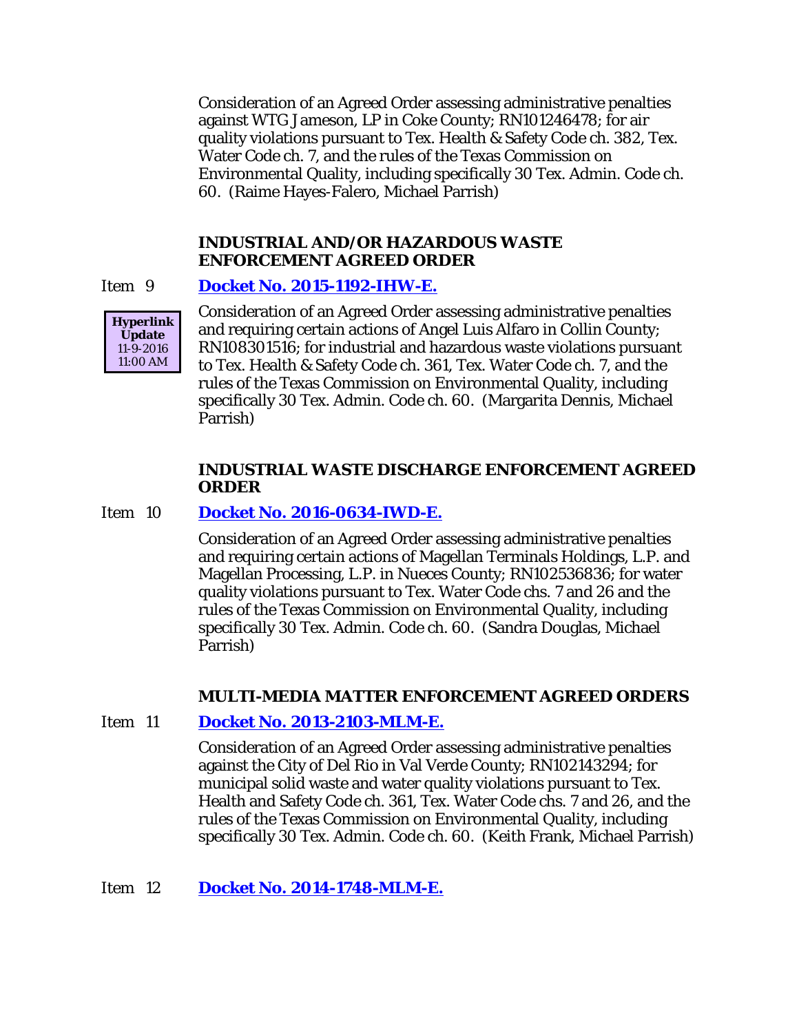Consideration of an Agreed Order assessing administrative penalties against WTG Jameson, LP in Coke County; RN101246478; for air quality violations pursuant to Tex. Health & Safety Code ch. 382, Tex. Water Code ch. 7, and the rules of the Texas Commission on Environmental Quality, including specifically 30 Tex. Admin. Code ch. 60. (Raime Hayes-Falero, Michael Parrish)

**INDUSTRIAL AND/OR HAZARDOUS WASTE ENFORCEMENT AGREED ORDER**

Item 9 **Docket No. 2015-1192-IHW-E.**

**Hyperlink Update** 11-9-2016 11:00 AM

Consideration of an Agreed Order assessing administrative penalties and requiring certain actions of Angel Luis Alfaro in Collin County; RN108301516; for industrial and hazardous waste violations pursuant to Tex. Health & Safety Code ch. 361, Tex. Water Code ch. 7, and the rules of the Texas Commission on Environmental Quality, including specifically 30 Tex. Admin. Code ch. 60. (Margarita Dennis, Michael Parrish)

**INDUSTRIAL WASTE DISCHARGE ENFORCEMENT AGREED ORDER**

Item 10 **Docket No. 2016-0634-IWD-E.**

Consideration of an Agreed Order assessing administrative penalties and requiring certain actions of Magellan Terminals Holdings, L.P. and Magellan Processing, L.P. in Nueces County; RN102536836; for water quality violations pursuant to Tex. Water Code chs. 7 and 26 and the rules of the Texas Commission on Environmental Quality, including specifically 30 Tex. Admin. Code ch. 60. (Sandra Douglas, Michael Parrish)

**MULTI-MEDIA MATTER ENFORCEMENT AGREED ORDERS**

Item 11 **Docket No. 2013-2103-MLM-E.**

Consideration of an Agreed Order assessing administrative penalties against the City of Del Rio in Val Verde County; RN102143294; for municipal solid waste and water quality violations pursuant to Tex. Health and Safety Code ch. 361, Tex. Water Code chs. 7 and 26, and the rules of the Texas Commission on Environmental Quality, including specifically 30 Tex. Admin. Code ch. 60. (Keith Frank, Michael Parrish)

Item 12 **Docket No. 2014-1748-MLM-E.**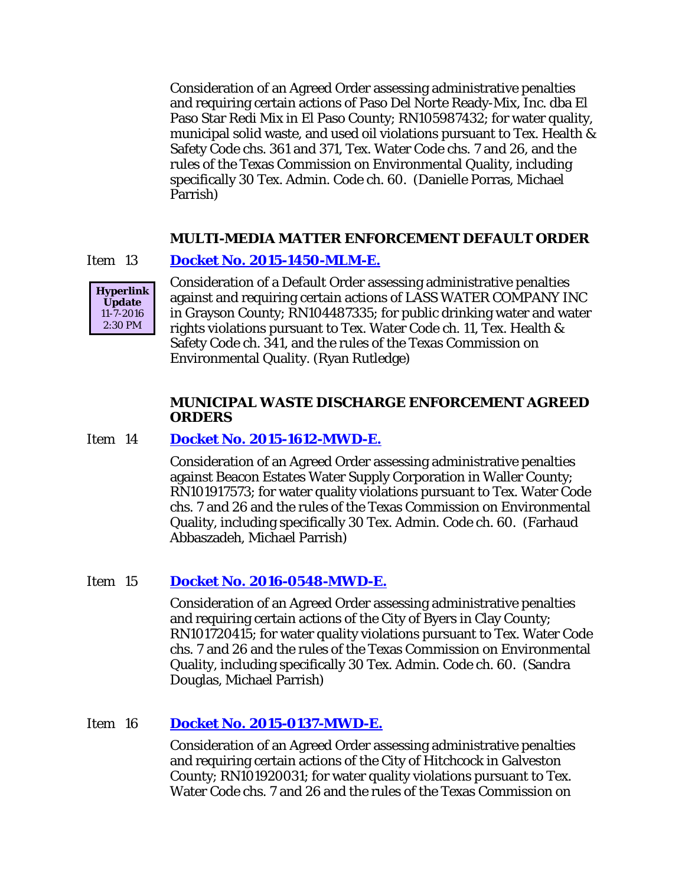Consideration of an Agreed Order assessing administrative penalties and requiring certain actions of Paso Del Norte Ready-Mix, Inc. dba El Paso Star Redi Mix in El Paso County; RN105987432; for water quality, municipal solid waste, and used oil violations pursuant to Tex. Health & Safety Code chs. 361 and 371, Tex. Water Code chs. 7 and 26, and the rules of the Texas Commission on Environmental Quality, including specifically 30 Tex. Admin. Code ch. 60. (Danielle Porras, Michael Parrish)

### MULTI-MEDIA MATTER ENFORCEMENT DEFAULT ORDER

Item 13 **Docket No. 2015-1450-MLM-E.**

**Hyperlink Update** 11-7-2016 2:30 PM

Consideration of a Default Order assessing administrative penalties against and requiring certain actions of LASS WATER COMPANY INC in Grayson County; RN104487335; for public drinking water and water rights violations pursuant to Tex. Water Code ch. 11, Tex. Health & Safety Code ch. 341, and the rules of the Texas Commission on Environmental Quality. (Ryan Rutledge)

### MUNICIPAL WASTE DISCHARGE ENFORCEMENT AGREED ORDERS

Item 14 **Docket No. 2015-1612-MWD-E.**

Consideration of an Agreed Order assessing administrative penalties against Beacon Estates Water Supply Corporation in Waller County; RN101917573; for water quality violations pursuant to Tex. Water Code chs. 7 and 26 and the rules of the Texas Commission on Environmental Quality, including specifically 30 Tex. Admin. Code ch. 60. (Farhaud Abbaszadeh, Michael Parrish)

Item 15 **Docket No. 2016-0548-MWD-E.**

Consideration of an Agreed Order assessing administrative penalties and requiring certain actions of the City of Byers in Clay County; RN101720415; for water quality violations pursuant to Tex. Water Code chs. 7 and 26 and the rules of the Texas Commission on Environmental Quality, including specifically 30 Tex. Admin. Code ch. 60. (Sandra Douglas, Michael Parrish)

Item 16 **Docket No. 2015-0137-MWD-E.**

Consideration of an Agreed Order assessing administrative penalties and requiring certain actions of the City of Hitchcock in Galveston County; RN101920031; for water quality violations pursuant to Tex. Water Code chs. 7 and 26 and the rules of the Texas Commission on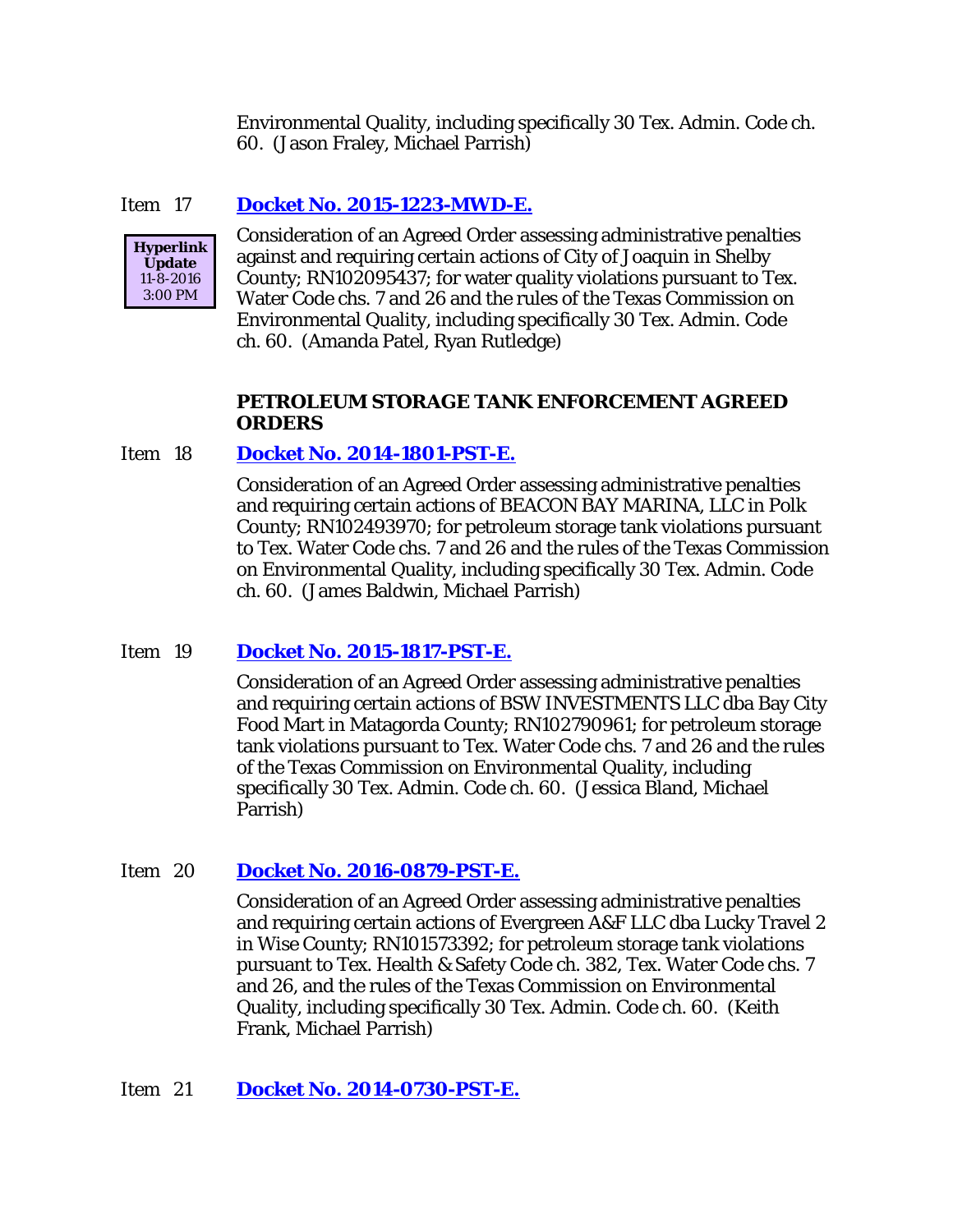Environmental Quality, including specifically 30 Tex. Admin. Code ch. 60. (Jason Fraley, Michael Parrish)

Item 17 **Docket No. 2015-1223-MWD-E.**

**Hyperlink Update**
11-8-2016
3:00 PM

Consideration of an Agreed Order assessing administrative penalties against and requiring certain actions of City of Joaquin in Shelby County; RN102095437; for water quality violations pursuant to Tex. Water Code chs. 7 and 26 and the rules of the Texas Commission on Environmental Quality, including specifically 30 Tex. Admin. Code ch. 60. (Amanda Patel, Ryan Rutledge)

**PETROLEUM STORAGE TANK ENFORCEMENT AGREED ORDERS**

Item 18 **Docket No. 2014-1801-PST-E.**

Consideration of an Agreed Order assessing administrative penalties and requiring certain actions of BEACON BAY MARINA, LLC in Polk County; RN102493970; for petroleum storage tank violations pursuant to Tex. Water Code chs. 7 and 26 and the rules of the Texas Commission on Environmental Quality, including specifically 30 Tex. Admin. Code ch. 60. (James Baldwin, Michael Parrish)

Item 19 **Docket No. 2015-1817-PST-E.**

Consideration of an Agreed Order assessing administrative penalties and requiring certain actions of BSW INVESTMENTS LLC dba Bay City Food Mart in Matagorda County; RN102790961; for petroleum storage tank violations pursuant to Tex. Water Code chs. 7 and 26 and the rules of the Texas Commission on Environmental Quality, including specifically 30 Tex. Admin. Code ch. 60. (Jessica Bland, Michael Parrish)

Item 20 **Docket No. 2016-0879-PST-E.**

Consideration of an Agreed Order assessing administrative penalties and requiring certain actions of Evergreen A&F LLC dba Lucky Travel 2 in Wise County; RN101573392; for petroleum storage tank violations pursuant to Tex. Health & Safety Code ch. 382, Tex. Water Code chs. 7 and 26, and the rules of the Texas Commission on Environmental Quality, including specifically 30 Tex. Admin. Code ch. 60. (Keith Frank, Michael Parrish)

Item 21 **Docket No. 2014-0730-PST-E.**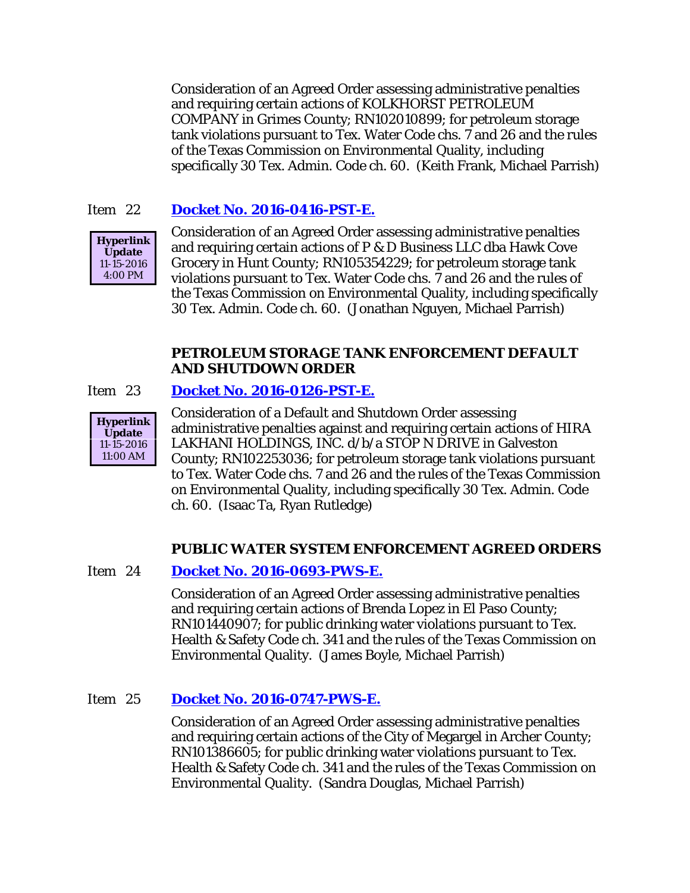Consideration of an Agreed Order assessing administrative penalties and requiring certain actions of KOLKHORST PETROLEUM COMPANY in Grimes County; RN102010899; for petroleum storage tank violations pursuant to Tex. Water Code chs. 7 and 26 and the rules of the Texas Commission on Environmental Quality, including specifically 30 Tex. Admin. Code ch. 60. (Keith Frank, Michael Parrish)

Item 22 **[Docket No. 2016-0416-PST-E.]**

**Hyperlink Update** 11-15-2016 4:00 PM

Consideration of an Agreed Order assessing administrative penalties and requiring certain actions of P & D Business LLC dba Hawk Cove Grocery in Hunt County; RN105354229; for petroleum storage tank violations pursuant to Tex. Water Code chs. 7 and 26 and the rules of the Texas Commission on Environmental Quality, including specifically 30 Tex. Admin. Code ch. 60. (Jonathan Nguyen, Michael Parrish)

**PETROLEUM STORAGE TANK ENFORCEMENT DEFAULT AND SHUTDOWN ORDER**

Item 23 **[Docket No. 2016-0126-PST-E.]**

**Hyperlink Update** 11-15-2016 11:00 AM

Consideration of a Default and Shutdown Order assessing administrative penalties against and requiring certain actions of HIRA LAKHANI HOLDINGS, INC. d/b/a STOP N DRIVE in Galveston County; RN102253036; for petroleum storage tank violations pursuant to Tex. Water Code chs. 7 and 26 and the rules of the Texas Commission on Environmental Quality, including specifically 30 Tex. Admin. Code ch. 60. (Isaac Ta, Ryan Rutledge)

**PUBLIC WATER SYSTEM ENFORCEMENT AGREED ORDERS**

Item 24 **[Docket No. 2016-0693-PWS-E.]**

Consideration of an Agreed Order assessing administrative penalties and requiring certain actions of Brenda Lopez in El Paso County; RN101440907; for public drinking water violations pursuant to Tex. Health & Safety Code ch. 341 and the rules of the Texas Commission on Environmental Quality. (James Boyle, Michael Parrish)

Item 25 **[Docket No. 2016-0747-PWS-E.]**

Consideration of an Agreed Order assessing administrative penalties and requiring certain actions of the City of Megargel in Archer County; RN101386605; for public drinking water violations pursuant to Tex. Health & Safety Code ch. 341 and the rules of the Texas Commission on Environmental Quality. (Sandra Douglas, Michael Parrish)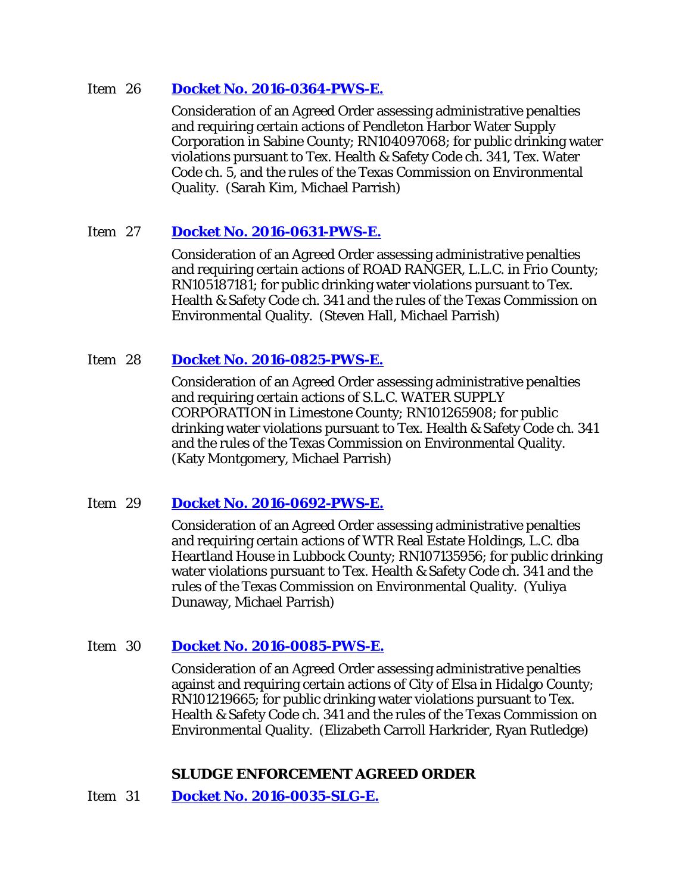Item 26 **Docket No. 2016-0364-PWS-E.**

Consideration of an Agreed Order assessing administrative penalties and requiring certain actions of Pendleton Harbor Water Supply Corporation in Sabine County; RN104097068; for public drinking water violations pursuant to Tex. Health & Safety Code ch. 341, Tex. Water Code ch. 5, and the rules of the Texas Commission on Environmental Quality. (Sarah Kim, Michael Parrish)

Item 27 **Docket No. 2016-0631-PWS-E.**

Consideration of an Agreed Order assessing administrative penalties and requiring certain actions of ROAD RANGER, L.L.C. in Frio County; RN105187181; for public drinking water violations pursuant to Tex. Health & Safety Code ch. 341 and the rules of the Texas Commission on Environmental Quality. (Steven Hall, Michael Parrish)

Item 28 **Docket No. 2016-0825-PWS-E.**

Consideration of an Agreed Order assessing administrative penalties and requiring certain actions of S.L.C. WATER SUPPLY CORPORATION in Limestone County; RN101265908; for public drinking water violations pursuant to Tex. Health & Safety Code ch. 341 and the rules of the Texas Commission on Environmental Quality. (Katy Montgomery, Michael Parrish)

Item 29 **Docket No. 2016-0692-PWS-E.**

Consideration of an Agreed Order assessing administrative penalties and requiring certain actions of WTR Real Estate Holdings, L.C. dba Heartland House in Lubbock County; RN107135956; for public drinking water violations pursuant to Tex. Health & Safety Code ch. 341 and the rules of the Texas Commission on Environmental Quality. (Yuliya Dunaway, Michael Parrish)

Item 30 **Docket No. 2016-0085-PWS-E.**

Consideration of an Agreed Order assessing administrative penalties against and requiring certain actions of City of Elsa in Hidalgo County; RN101219665; for public drinking water violations pursuant to Tex. Health & Safety Code ch. 341 and the rules of the Texas Commission on Environmental Quality. (Elizabeth Carroll Harkrider, Ryan Rutledge)

**SLUDGE ENFORCEMENT AGREED ORDER**

Item 31 **Docket No. 2016-0035-SLG-E.**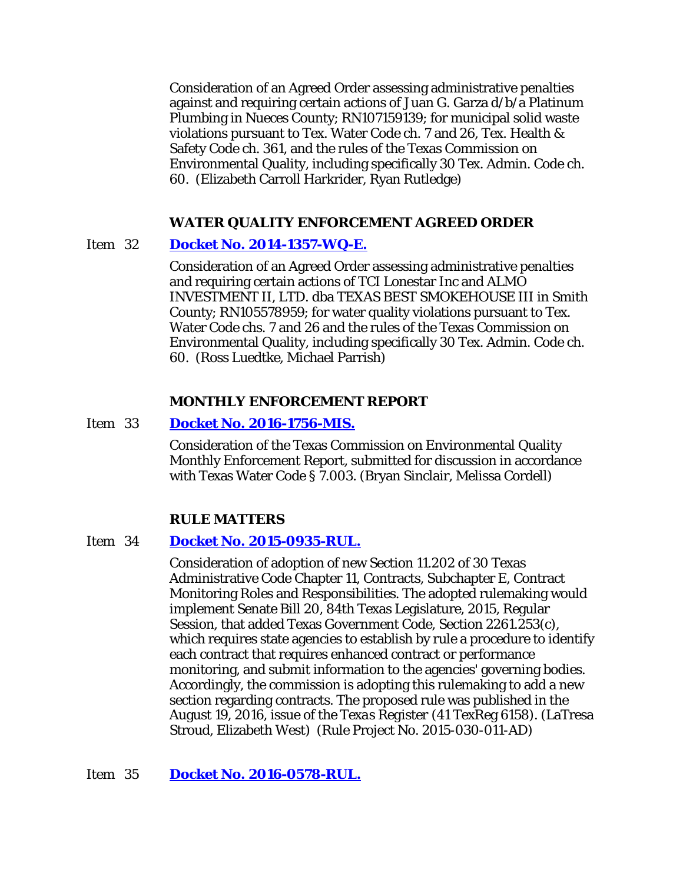Consideration of an Agreed Order assessing administrative penalties against and requiring certain actions of Juan G. Garza d/b/a Platinum Plumbing in Nueces County; RN107159139; for municipal solid waste violations pursuant to Tex. Water Code ch. 7 and 26, Tex. Health & Safety Code ch. 361, and the rules of the Texas Commission on Environmental Quality, including specifically 30 Tex. Admin. Code ch. 60. (Elizabeth Carroll Harkrider, Ryan Rutledge)

**WATER QUALITY ENFORCEMENT AGREED ORDER**

Item 32 **Docket No. 2014-1357-WQ-E.**

Consideration of an Agreed Order assessing administrative penalties and requiring certain actions of TCI Lonestar Inc and ALMO INVESTMENT II, LTD. dba TEXAS BEST SMOKEHOUSE III in Smith County; RN105578959; for water quality violations pursuant to Tex. Water Code chs. 7 and 26 and the rules of the Texas Commission on Environmental Quality, including specifically 30 Tex. Admin. Code ch. 60. (Ross Luedtke, Michael Parrish)

**MONTHLY ENFORCEMENT REPORT**

Item 33 **Docket No. 2016-1756-MIS.**

Consideration of the Texas Commission on Environmental Quality Monthly Enforcement Report, submitted for discussion in accordance with Texas Water Code § 7.003. (Bryan Sinclair, Melissa Cordell)

**RULE MATTERS**

Item 34 **Docket No. 2015-0935-RUL.**

Consideration of adoption of new Section 11.202 of 30 Texas Administrative Code Chapter 11, Contracts, Subchapter E, Contract Monitoring Roles and Responsibilities. The adopted rulemaking would implement Senate Bill 20, 84th Texas Legislature, 2015, Regular Session, that added Texas Government Code, Section 2261.253(c), which requires state agencies to establish by rule a procedure to identify each contract that requires enhanced contract or performance monitoring, and submit information to the agencies' governing bodies. Accordingly, the commission is adopting this rulemaking to add a new section regarding contracts. The proposed rule was published in the August 19, 2016, issue of the *Texas Register* (41 TexReg 6158). (LaTresa Stroud, Elizabeth West) (Rule Project No. 2015-030-011-AD)

Item 35 **Docket No. 2016-0578-RUL.**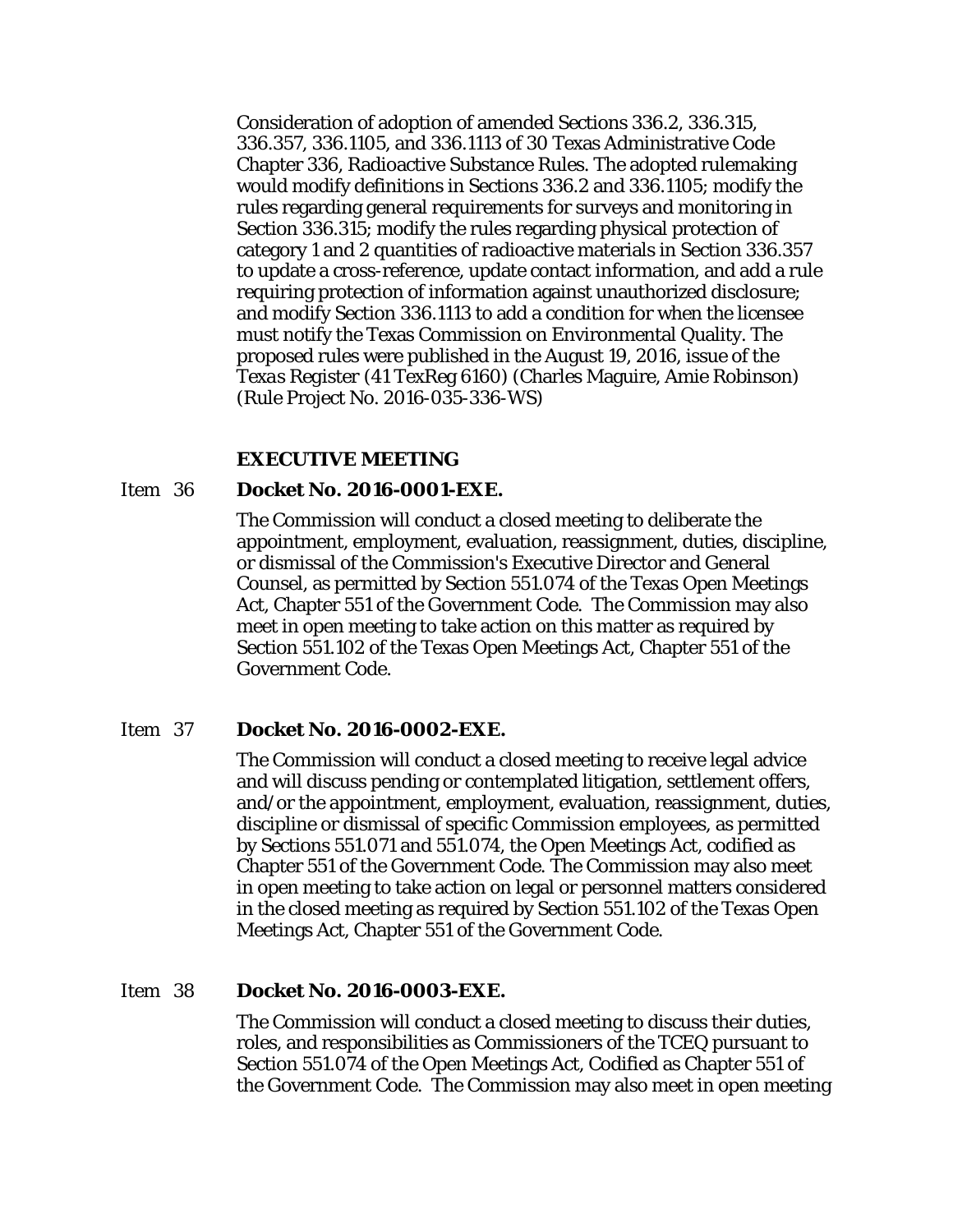Consideration of adoption of amended Sections 336.2, 336.315, 336.357, 336.1105, and 336.1113 of 30 Texas Administrative Code Chapter 336, Radioactive Substance Rules. The adopted rulemaking would modify definitions in Sections 336.2 and 336.1105; modify the rules regarding general requirements for surveys and monitoring in Section 336.315; modify the rules regarding physical protection of category 1 and 2 quantities of radioactive materials in Section 336.357 to update a cross-reference, update contact information, and add a rule requiring protection of information against unauthorized disclosure; and modify Section 336.1113 to add a condition for when the licensee must notify the Texas Commission on Environmental Quality. The proposed rules were published in the August 19, 2016, issue of the *Texas Register* (41 TexReg 6160) (Charles Maguire, Amie Robinson) (Rule Project No. 2016-035-336-WS)

**EXECUTIVE MEETING**

Item 36 **Docket No. 2016-0001-EXE.**

The Commission will conduct a closed meeting to deliberate the appointment, employment, evaluation, reassignment, duties, discipline, or dismissal of the Commission's Executive Director and General Counsel, as permitted by Section 551.074 of the Texas Open Meetings Act, Chapter 551 of the Government Code. The Commission may also meet in open meeting to take action on this matter as required by Section 551.102 of the Texas Open Meetings Act, Chapter 551 of the Government Code.

Item 37 **Docket No. 2016-0002-EXE.**

The Commission will conduct a closed meeting to receive legal advice and will discuss pending or contemplated litigation, settlement offers, and/or the appointment, employment, evaluation, reassignment, duties, discipline or dismissal of specific Commission employees, as permitted by Sections 551.071 and 551.074, the Open Meetings Act, codified as Chapter 551 of the Government Code. The Commission may also meet in open meeting to take action on legal or personnel matters considered in the closed meeting as required by Section 551.102 of the Texas Open Meetings Act, Chapter 551 of the Government Code.

Item 38 **Docket No. 2016-0003-EXE.**

The Commission will conduct a closed meeting to discuss their duties, roles, and responsibilities as Commissioners of the TCEQ pursuant to Section 551.074 of the Open Meetings Act, Codified as Chapter 551 of the Government Code. The Commission may also meet in open meeting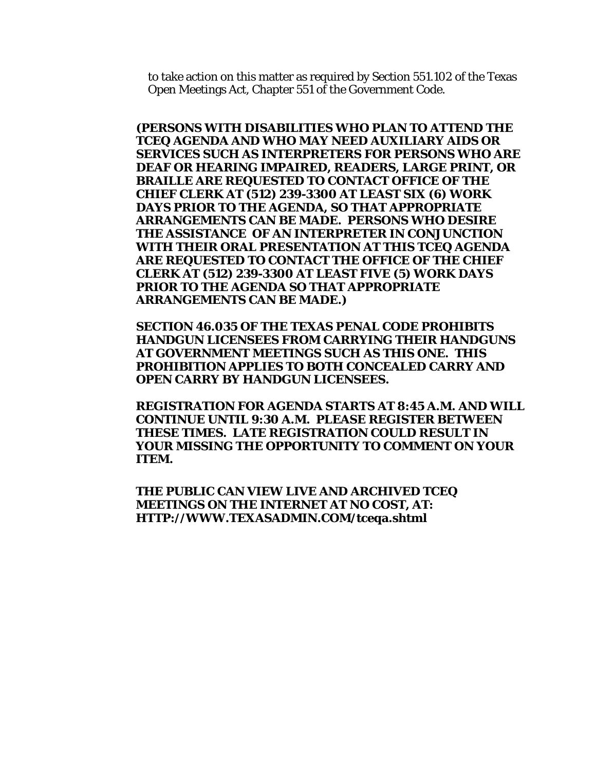to take action on this matter as required by Section 551.102 of the Texas Open Meetings Act, Chapter 551 of the Government Code.

**(PERSONS WITH DISABILITIES WHO PLAN TO ATTEND THE TCEQ AGENDA AND WHO MAY NEED AUXILIARY AIDS OR SERVICES SUCH AS INTERPRETERS FOR PERSONS WHO ARE DEAF OR HEARING IMPAIRED, READERS, LARGE PRINT, OR BRAILLE ARE REQUESTED TO CONTACT OFFICE OF THE CHIEF CLERK AT (512) 239-3300 AT LEAST SIX (6) WORK DAYS PRIOR TO THE AGENDA, SO THAT APPROPRIATE ARRANGEMENTS CAN BE MADE. PERSONS WHO DESIRE THE ASSISTANCE OF AN INTERPRETER IN CONJUNCTION WITH THEIR ORAL PRESENTATION AT THIS TCEQ AGENDA ARE REQUESTED TO CONTACT THE OFFICE OF THE CHIEF CLERK AT (512) 239-3300 AT LEAST FIVE (5) WORK DAYS PRIOR TO THE AGENDA SO THAT APPROPRIATE ARRANGEMENTS CAN BE MADE.)**

**SECTION 46.035 OF THE TEXAS PENAL CODE PROHIBITS HANDGUN LICENSEES FROM CARRYING THEIR HANDGUNS AT GOVERNMENT MEETINGS SUCH AS THIS ONE. THIS PROHIBITION APPLIES TO BOTH CONCEALED CARRY AND OPEN CARRY BY HANDGUN LICENSEES.**

**REGISTRATION FOR AGENDA STARTS AT 8:45 A.M. AND WILL CONTINUE UNTIL 9:30 A.M. PLEASE REGISTER BETWEEN THESE TIMES. LATE REGISTRATION COULD RESULT IN YOUR MISSING THE OPPORTUNITY TO COMMENT ON YOUR ITEM.**

**THE PUBLIC CAN VIEW LIVE AND ARCHIVED TCEQ MEETINGS ON THE INTERNET AT NO COST, AT: HTTP://WWW.TEXASADMIN.COM/tceqa.shtml**